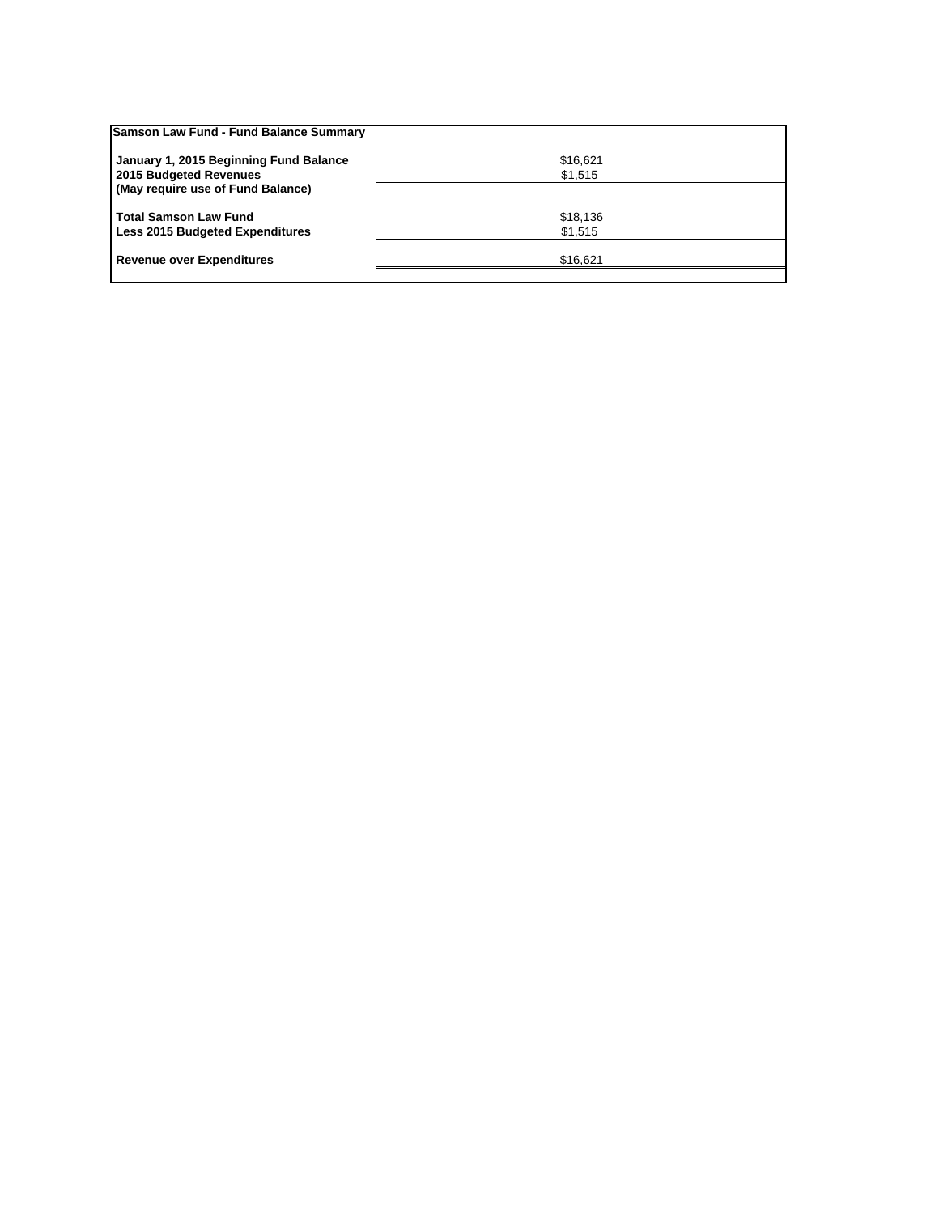| Samson Law Fund - Fund Balance Summary | |
|---|---|
| January 1, 2015 Beginning Fund Balance | $16,621 |
| 2015 Budgeted Revenues | $1,515 |
| (May require use of Fund Balance) | |
| Total Samson Law Fund | $18,136 |
| Less 2015 Budgeted Expenditures | $1,515 |
| Revenue over Expenditures | $16,621 |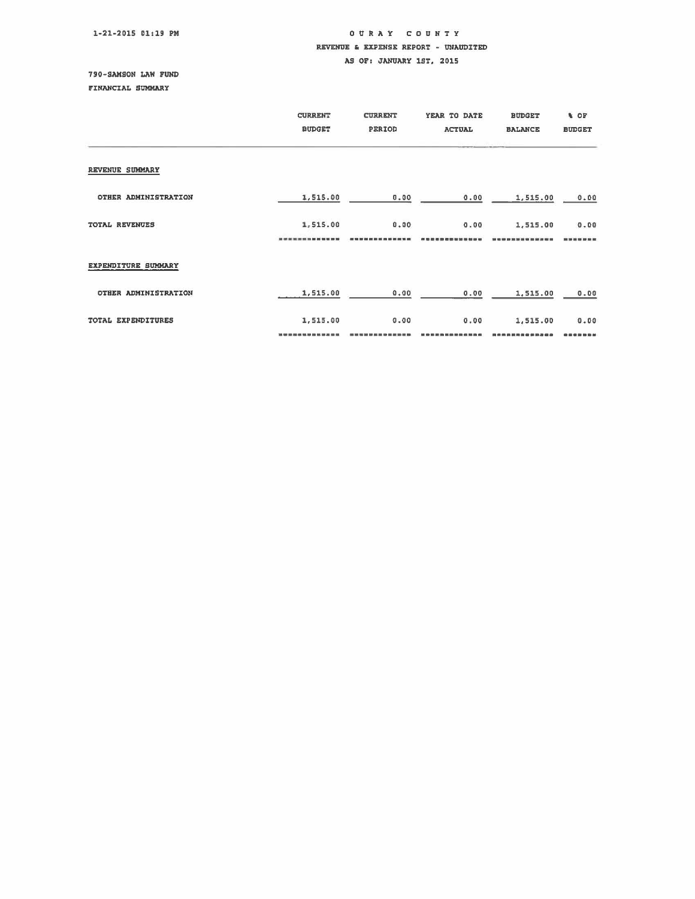# OURAY COUNTY

## REVENUE & EXPENSE REPORT - UNAUDITED

## AS OF: JANUARY 1ST, 2015

1-21-2015 01:19 PM

790-SAMSON LAW FUND

FINANCIAL SUMMARY

| | CURRENT BUDGET | CURRENT PERIOD | YEAR TO DATE ACTUAL | BUDGET BALANCE | % OF BUDGET |
|---|---|---|---|---|---|
| **REVENUE SUMMARY** | | | | | |
| OTHER ADMINISTRATION | 1,515.00 | 0.00 | 0.00 | 1,515.00 | 0.00 |
| TOTAL REVENUES | 1,515.00 | 0.00 | 0.00 | 1,515.00 | 0.00 |
| **EXPENDITURE SUMMARY** | | | | | |
| OTHER ADMINISTRATION | 1,515.00 | 0.00 | 0.00 | 1,515.00 | 0.00 |
| TOTAL EXPENDITURES | 1,515.00 | 0.00 | 0.00 | 1,515.00 | 0.00 |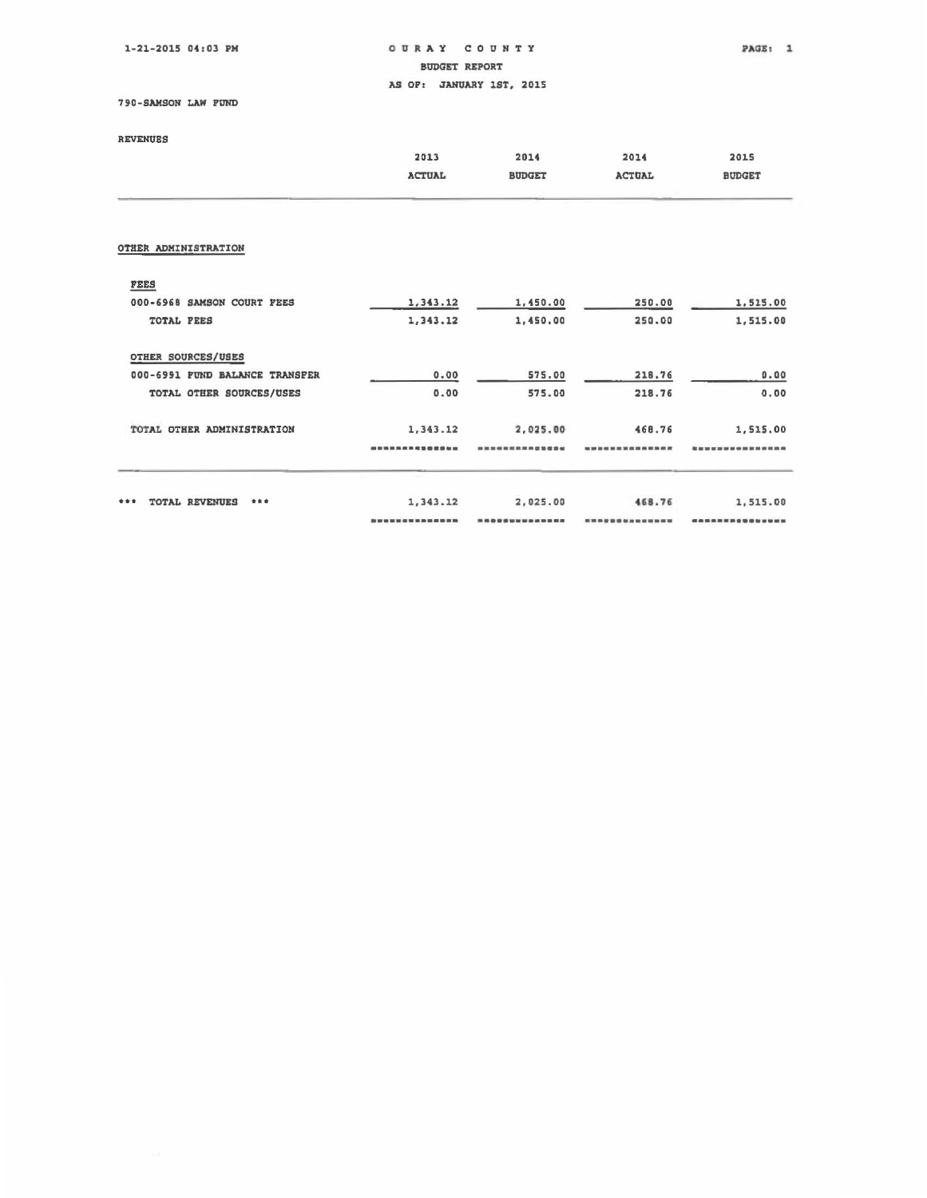1-21-2015 04:03 PM

# OURAY COUNTY
## BUDGET REPORT
## AS OF: JANUARY 1ST, 2015

790-SAMSON LAW FUND

REVENUES

| | 2013 ACTUAL | 2014 BUDGET | 2014 ACTUAL | 2015 BUDGET |
|---|---|---|---|---|
| **OTHER ADMINISTRATION** | | | | |
| **FEES** | | | | |
| 000-6968 SAMSON COURT FEES | 1,343.12 | 1,450.00 | 250.00 | 1,515.00 |
| TOTAL FEES | 1,343.12 | 1,450.00 | 250.00 | 1,515.00 |
| **OTHER SOURCES/USES** | | | | |
| 000-6991 FUND BALANCE TRANSFER | 0.00 | 575.00 | 218.76 | 0.00 |
| TOTAL OTHER SOURCES/USES | 0.00 | 575.00 | 218.76 | 0.00 |
| TOTAL OTHER ADMINISTRATION | 1,343.12 | 2,025.00 | 468.76 | 1,515.00 |
| *** TOTAL REVENUES *** | 1,343.12 | 2,025.00 | 468.76 | 1,515.00 |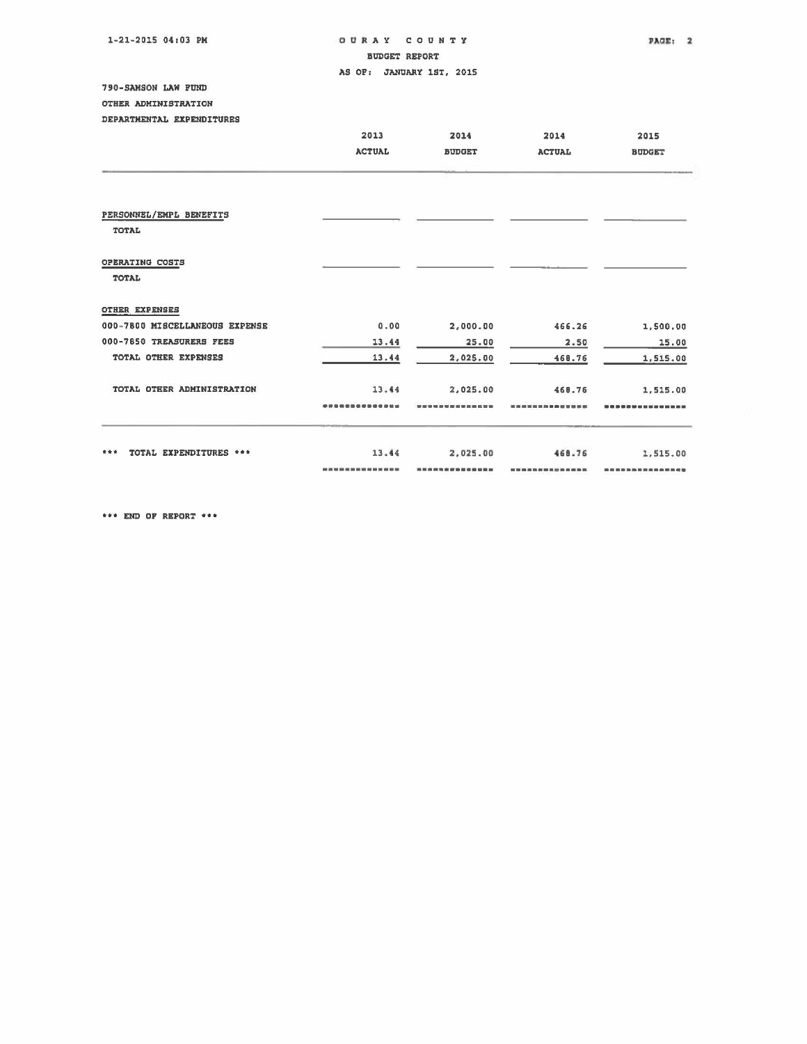OURAY COUNTY
BUDGET REPORT
AS OF: JANUARY 1ST, 2015

790-SAMSON LAW FUND
OTHER ADMINISTRATION
DEPARTMENTAL EXPENDITURES

| | 2013 ACTUAL | 2014 BUDGET | 2014 ACTUAL | 2015 BUDGET |
|---|---|---|---|---|
| PERSONNEL/EMPL BENEFITS | | | | |
| TOTAL | | | | |
| OPERATING COSTS | | | | |
| TOTAL | | | | |
| OTHER EXPENSES | | | | |
| 000-7800 MISCELLANEOUS EXPENSE | 0.00 | 2,000.00 | 466.26 | 1,500.00 |
| 000-7850 TREASURERS FEES | 13.44 | 25.00 | 2.50 | 15.00 |
| TOTAL OTHER EXPENSES | 13.44 | 2,025.00 | 468.76 | 1,515.00 |
| TOTAL OTHER ADMINISTRATION | 13.44 | 2,025.00 | 468.76 | 1,515.00 |
| *** TOTAL EXPENDITURES *** | 13.44 | 2,025.00 | 468.76 | 1,515.00 |

*** END OF REPORT ***